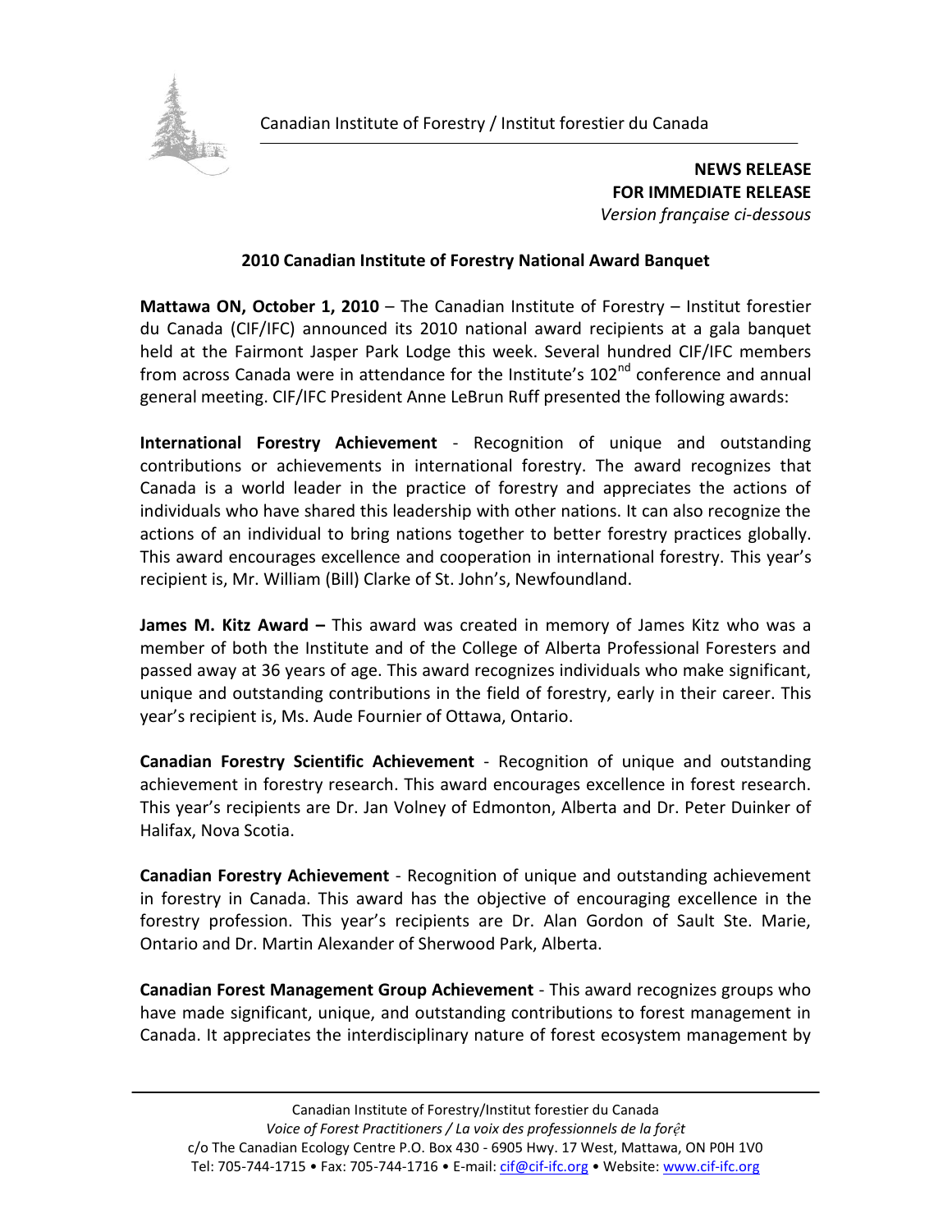Canadian Institute of Forestry / Institut forestier du Canada

**NEWS RELEASE**
**FOR IMMEDIATE RELEASE**
*Version française ci-dessous*

## 2010 Canadian Institute of Forestry National Award Banquet

**Mattawa ON, October 1, 2010** – The Canadian Institute of Forestry – Institut forestier du Canada (CIF/IFC) announced its 2010 national award recipients at a gala banquet held at the Fairmont Jasper Park Lodge this week. Several hundred CIF/IFC members from across Canada were in attendance for the Institute's 102nd conference and annual general meeting. CIF/IFC President Anne LeBrun Ruff presented the following awards:

**International Forestry Achievement** - Recognition of unique and outstanding contributions or achievements in international forestry. The award recognizes that Canada is a world leader in the practice of forestry and appreciates the actions of individuals who have shared this leadership with other nations. It can also recognize the actions of an individual to bring nations together to better forestry practices globally. This award encourages excellence and cooperation in international forestry. This year's recipient is, Mr. William (Bill) Clarke of St. John's, Newfoundland.

**James M. Kitz Award –** This award was created in memory of James Kitz who was a member of both the Institute and of the College of Alberta Professional Foresters and passed away at 36 years of age. This award recognizes individuals who make significant, unique and outstanding contributions in the field of forestry, early in their career. This year's recipient is, Ms. Aude Fournier of Ottawa, Ontario.

**Canadian Forestry Scientific Achievement** - Recognition of unique and outstanding achievement in forestry research. This award encourages excellence in forest research. This year's recipients are Dr. Jan Volney of Edmonton, Alberta and Dr. Peter Duinker of Halifax, Nova Scotia.

**Canadian Forestry Achievement** - Recognition of unique and outstanding achievement in forestry in Canada. This award has the objective of encouraging excellence in the forestry profession. This year's recipients are Dr. Alan Gordon of Sault Ste. Marie, Ontario and Dr. Martin Alexander of Sherwood Park, Alberta.

**Canadian Forest Management Group Achievement** - This award recognizes groups who have made significant, unique, and outstanding contributions to forest management in Canada. It appreciates the interdisciplinary nature of forest ecosystem management by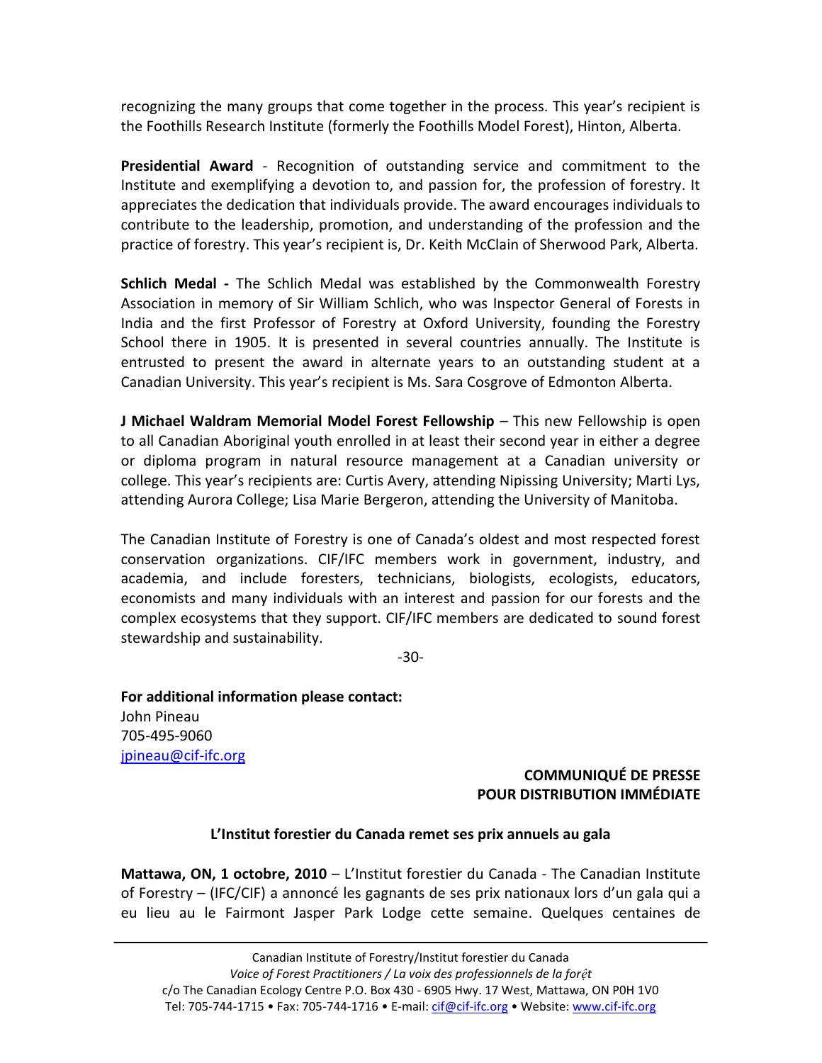recognizing the many groups that come together in the process. This year's recipient is the Foothills Research Institute (formerly the Foothills Model Forest), Hinton, Alberta.

**Presidential Award** - Recognition of outstanding service and commitment to the Institute and exemplifying a devotion to, and passion for, the profession of forestry. It appreciates the dedication that individuals provide. The award encourages individuals to contribute to the leadership, promotion, and understanding of the profession and the practice of forestry. This year's recipient is, Dr. Keith McClain of Sherwood Park, Alberta.

**Schlich Medal -** The Schlich Medal was established by the Commonwealth Forestry Association in memory of Sir William Schlich, who was Inspector General of Forests in India and the first Professor of Forestry at Oxford University, founding the Forestry School there in 1905. It is presented in several countries annually. The Institute is entrusted to present the award in alternate years to an outstanding student at a Canadian University. This year's recipient is Ms. Sara Cosgrove of Edmonton Alberta.

**J Michael Waldram Memorial Model Forest Fellowship** – This new Fellowship is open to all Canadian Aboriginal youth enrolled in at least their second year in either a degree or diploma program in natural resource management at a Canadian university or college. This year's recipients are: Curtis Avery, attending Nipissing University; Marti Lys, attending Aurora College; Lisa Marie Bergeron, attending the University of Manitoba.

The Canadian Institute of Forestry is one of Canada's oldest and most respected forest conservation organizations. CIF/IFC members work in government, industry, and academia, and include foresters, technicians, biologists, ecologists, educators, economists and many individuals with an interest and passion for our forests and the complex ecosystems that they support. CIF/IFC members are dedicated to sound forest stewardship and sustainability.

-30-

**For additional information please contact:**
John Pineau
705-495-9060
jpineau@cif-ifc.org

**COMMUNIQUÉ DE PRESSE**
**POUR DISTRIBUTION IMMÉDIATE**

**L'Institut forestier du Canada remet ses prix annuels au gala**

**Mattawa, ON, 1 octobre, 2010** – L'Institut forestier du Canada - The Canadian Institute of Forestry – (IFC/CIF) a annoncé les gagnants de ses prix nationaux lors d'un gala qui a eu lieu au le Fairmont Jasper Park Lodge cette semaine. Quelques centaines de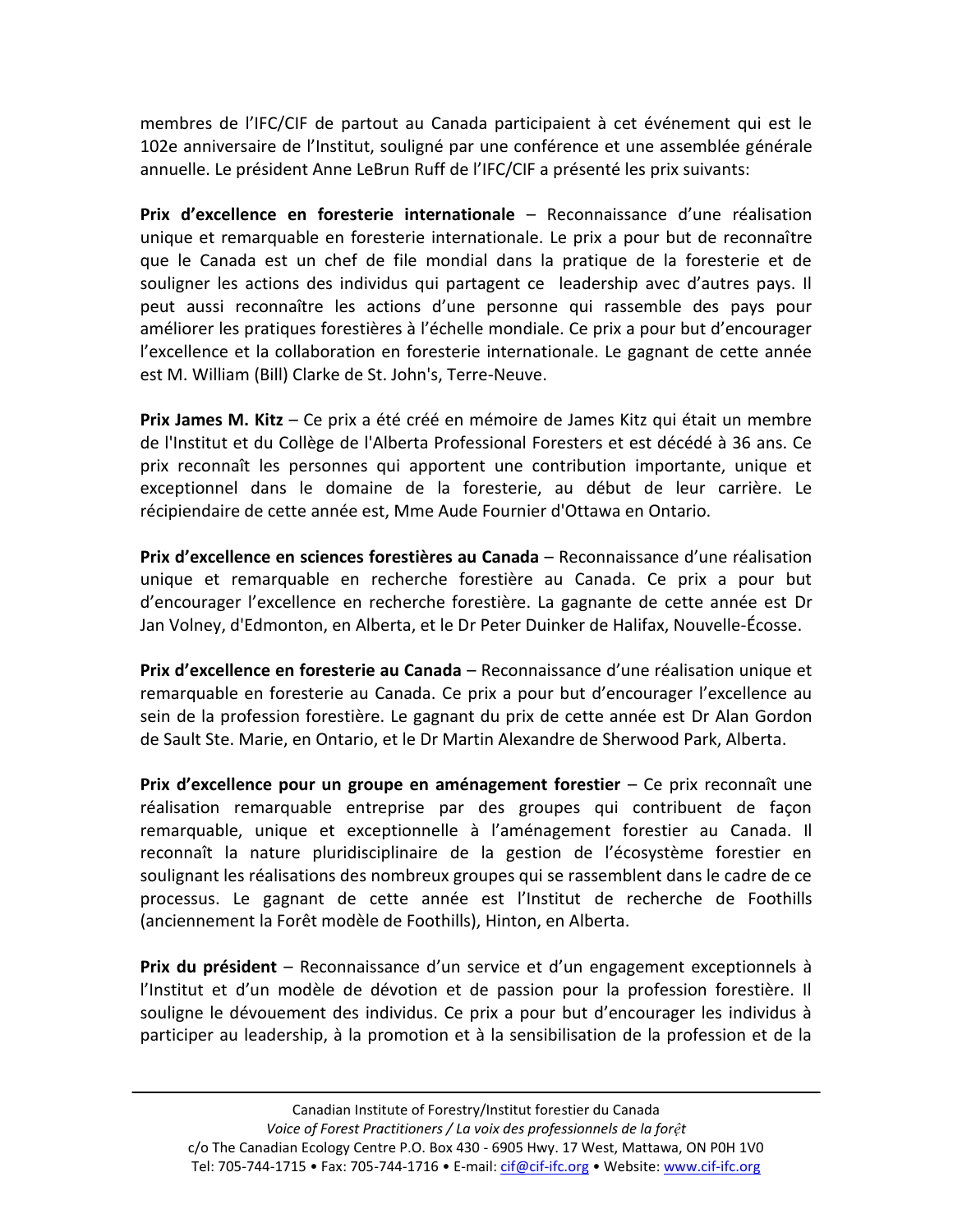membres de l'IFC/CIF de partout au Canada participaient à cet événement qui est le 102e anniversaire de l'Institut, souligné par une conférence et une assemblée générale annuelle. Le président Anne LeBrun Ruff de l'IFC/CIF a présenté les prix suivants:

**Prix d'excellence en foresterie internationale** – Reconnaissance d'une réalisation unique et remarquable en foresterie internationale. Le prix a pour but de reconnaître que le Canada est un chef de file mondial dans la pratique de la foresterie et de souligner les actions des individus qui partagent ce leadership avec d'autres pays. Il peut aussi reconnaître les actions d'une personne qui rassemble des pays pour améliorer les pratiques forestières à l'échelle mondiale. Ce prix a pour but d'encourager l'excellence et la collaboration en foresterie internationale. Le gagnant de cette année est M. William (Bill) Clarke de St. John's, Terre-Neuve.

**Prix James M. Kitz** – Ce prix a été créé en mémoire de James Kitz qui était un membre de l'Institut et du Collège de l'Alberta Professional Foresters et est décédé à 36 ans. Ce prix reconnaît les personnes qui apportent une contribution importante, unique et exceptionnel dans le domaine de la foresterie, au début de leur carrière. Le récipiendaire de cette année est, Mme Aude Fournier d'Ottawa en Ontario.

**Prix d'excellence en sciences forestières au Canada** – Reconnaissance d'une réalisation unique et remarquable en recherche forestière au Canada. Ce prix a pour but d'encourager l'excellence en recherche forestière. La gagnante de cette année est Dr Jan Volney, d'Edmonton, en Alberta, et le Dr Peter Duinker de Halifax, Nouvelle-Écosse.

**Prix d'excellence en foresterie au Canada** – Reconnaissance d'une réalisation unique et remarquable en foresterie au Canada. Ce prix a pour but d'encourager l'excellence au sein de la profession forestière. Le gagnant du prix de cette année est Dr Alan Gordon de Sault Ste. Marie, en Ontario, et le Dr Martin Alexandre de Sherwood Park, Alberta.

**Prix d'excellence pour un groupe en aménagement forestier** – Ce prix reconnaît une réalisation remarquable entreprise par des groupes qui contribuent de façon remarquable, unique et exceptionnelle à l'aménagement forestier au Canada. Il reconnaît la nature pluridisciplinaire de la gestion de l'écosystème forestier en soulignant les réalisations des nombreux groupes qui se rassemblent dans le cadre de ce processus. Le gagnant de cette année est l'Institut de recherche de Foothills (anciennement la Forêt modèle de Foothills), Hinton, en Alberta.

**Prix du président** – Reconnaissance d'un service et d'un engagement exceptionnels à l'Institut et d'un modèle de dévotion et de passion pour la profession forestière. Il souligne le dévouement des individus. Ce prix a pour but d'encourager les individus à participer au leadership, à la promotion et à la sensibilisation de la profession et de la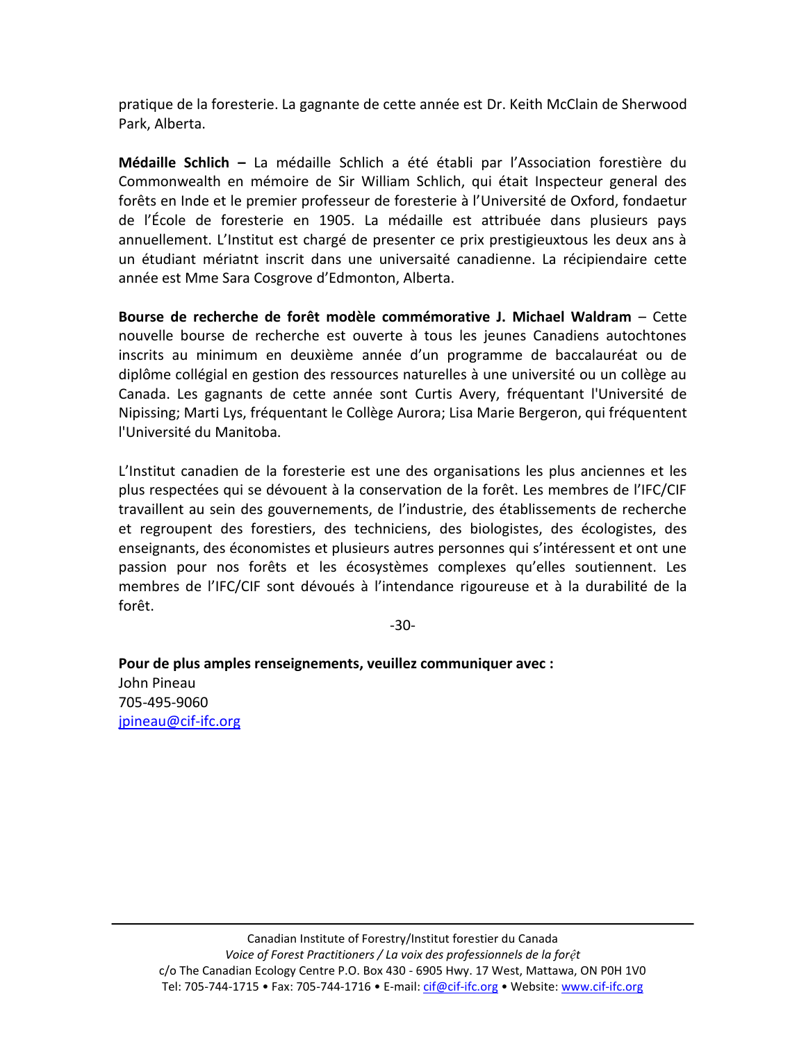pratique de la foresterie. La gagnante de cette année est Dr. Keith McClain de Sherwood Park, Alberta.

**Médaille Schlich –** La médaille Schlich a été établi par l'Association forestière du Commonwealth en mémoire de Sir William Schlich, qui était Inspecteur general des forêts en Inde et le premier professeur de foresterie à l'Université de Oxford, fondaetur de l'École de foresterie en 1905. La médaille est attribuée dans plusieurs pays annuellement. L'Institut est chargé de presenter ce prix prestigieuxtous les deux ans à un étudiant mériatnt inscrit dans une universaité canadienne. La récipiendaire cette année est Mme Sara Cosgrove d'Edmonton, Alberta.

**Bourse de recherche de forêt modèle commémorative J. Michael Waldram** – Cette nouvelle bourse de recherche est ouverte à tous les jeunes Canadiens autochtones inscrits au minimum en deuxième année d'un programme de baccalauréat ou de diplôme collégial en gestion des ressources naturelles à une université ou un collège au Canada. Les gagnants de cette année sont Curtis Avery, fréquentant l'Université de Nipissing; Marti Lys, fréquentant le Collège Aurora; Lisa Marie Bergeron, qui fréquentent l'Université du Manitoba.

L'Institut canadien de la foresterie est une des organisations les plus anciennes et les plus respectées qui se dévouent à la conservation de la forêt. Les membres de l'IFC/CIF travaillent au sein des gouvernements, de l'industrie, des établissements de recherche et regroupent des forestiers, des techniciens, des biologistes, des écologistes, des enseignants, des économistes et plusieurs autres personnes qui s'intéressent et ont une passion pour nos forêts et les écosystèmes complexes qu'elles soutiennent. Les membres de l'IFC/CIF sont dévoués à l'intendance rigoureuse et à la durabilité de la forêt.

-30-

**Pour de plus amples renseignements, veuillez communiquer avec :**
John Pineau
705-495-9060
jpineau@cif-ifc.org

Canadian Institute of Forestry/Institut forestier du Canada
*Voice of Forest Practitioners / La voix des professionnels de la forệt*
c/o The Canadian Ecology Centre P.O. Box 430 - 6905 Hwy. 17 West, Mattawa, ON P0H 1V0
Tel: 705-744-1715 • Fax: 705-744-1716 • E-mail: cif@cif-ifc.org • Website: www.cif-ifc.org